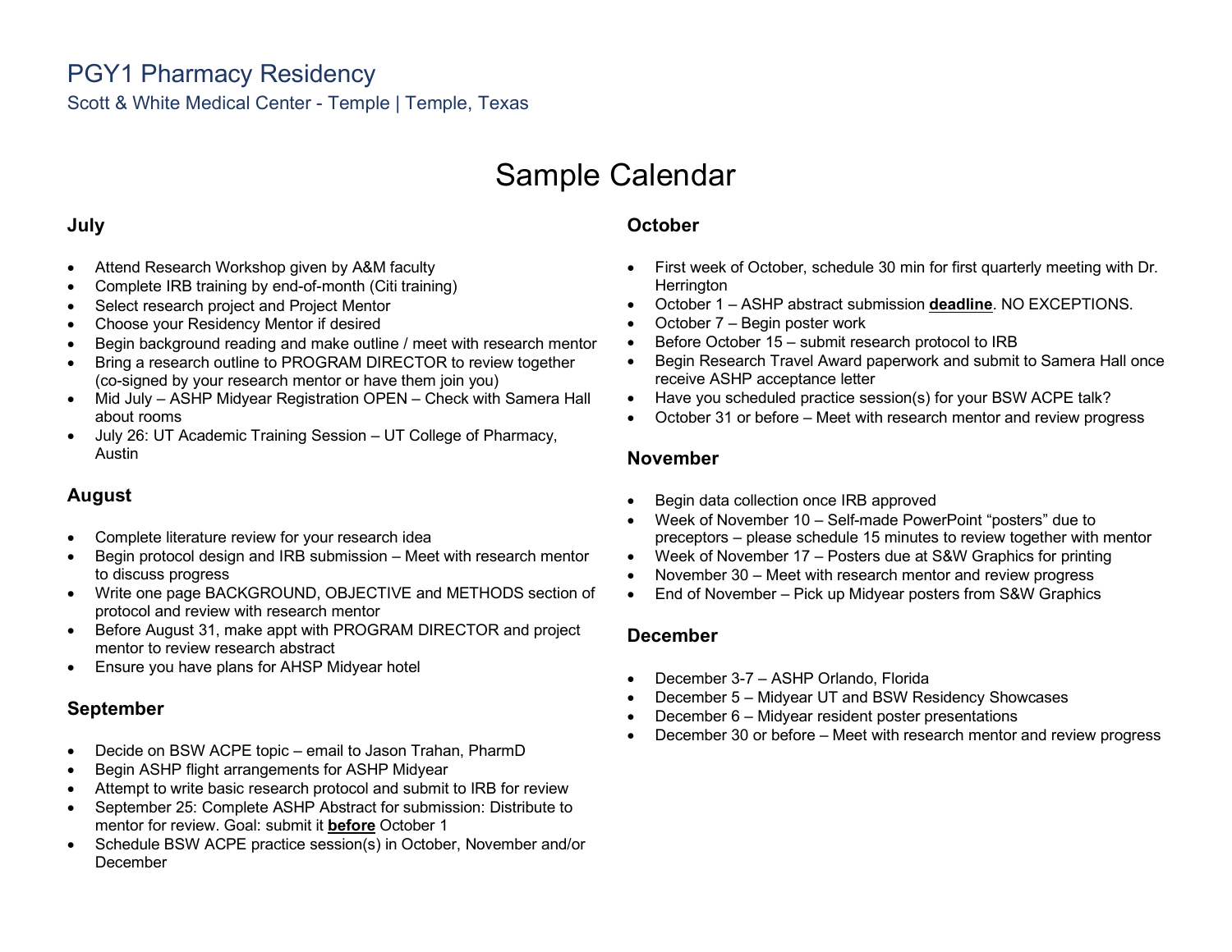# PGY1 Pharmacy Residency

Scott & White Medical Center - Temple | Temple, Texas

## Sample Calendar

### July

- Attend Research Workshop given by A&M faculty
- Complete IRB training by end-of-month (Citi training)
- Select research project and Project Mentor
- Choose your Residency Mentor if desired
- Begin background reading and make outline / meet with research mentor
- Bring a research outline to PROGRAM DIRECTOR to review together (co-signed by your research mentor or have them join you)
- Mid July – ASHP Midyear Registration OPEN – Check with Samera Hall about rooms
- July 26: UT Academic Training Session – UT College of Pharmacy, Austin

### August

- Complete literature review for your research idea
- Begin protocol design and IRB submission – Meet with research mentor to discuss progress
- Write one page BACKGROUND, OBJECTIVE and METHODS section of protocol and review with research mentor
- Before August 31, make appt with PROGRAM DIRECTOR and project mentor to review research abstract
- Ensure you have plans for AHSP Midyear hotel

### September

- Decide on BSW ACPE topic – email to Jason Trahan, PharmD
- Begin ASHP flight arrangements for ASHP Midyear
- Attempt to write basic research protocol and submit to IRB for review
- September 25: Complete ASHP Abstract for submission: Distribute to mentor for review. Goal: submit it **before** October 1
- Schedule BSW ACPE practice session(s) in October, November and/or December

### October

- First week of October, schedule 30 min for first quarterly meeting with Dr. Herrington
- October 1 – ASHP abstract submission **deadline**. NO EXCEPTIONS.
- October 7 – Begin poster work
- Before October 15 – submit research protocol to IRB
- Begin Research Travel Award paperwork and submit to Samera Hall once receive ASHP acceptance letter
- Have you scheduled practice session(s) for your BSW ACPE talk?
- October 31 or before – Meet with research mentor and review progress

### November

- Begin data collection once IRB approved
- Week of November 10 – Self-made PowerPoint "posters" due to preceptors – please schedule 15 minutes to review together with mentor
- Week of November 17 – Posters due at S&W Graphics for printing
- November 30 – Meet with research mentor and review progress
- End of November – Pick up Midyear posters from S&W Graphics

### December

- December 3-7 – ASHP Orlando, Florida
- December 5 – Midyear UT and BSW Residency Showcases
- December 6 – Midyear resident poster presentations
- December 30 or before – Meet with research mentor and review progress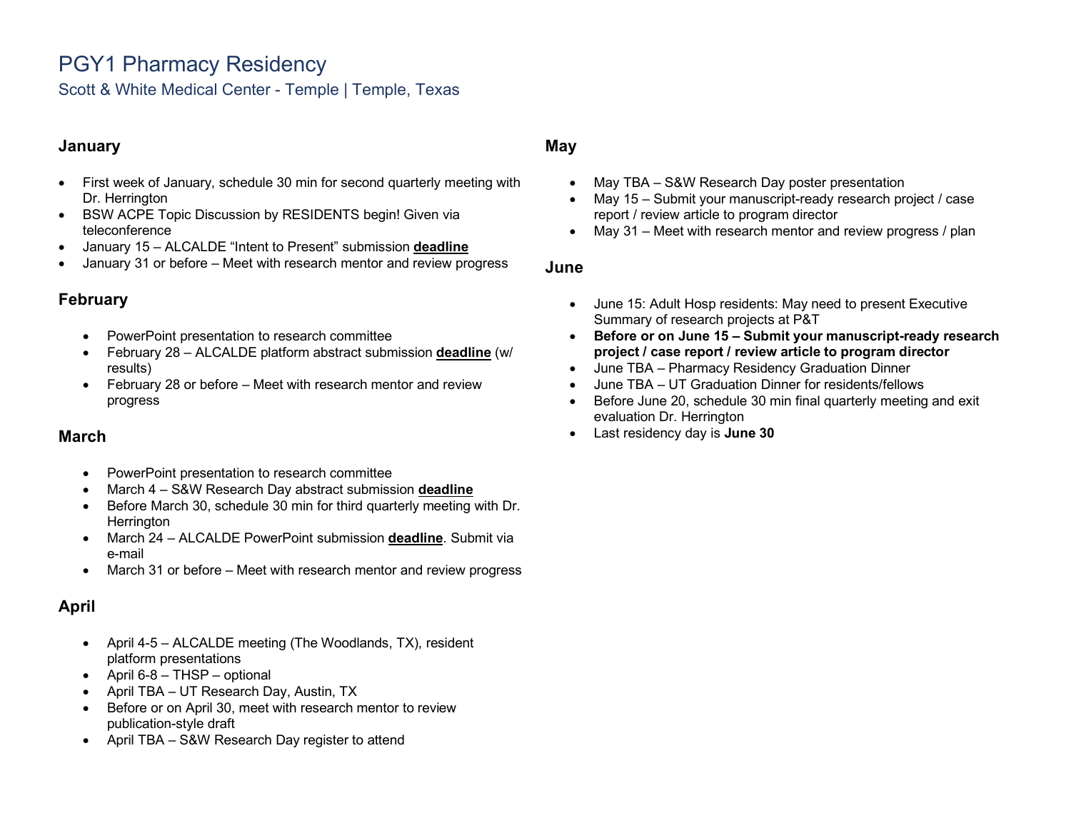# PGY1 Pharmacy Residency

Scott & White Medical Center - Temple | Temple, Texas

## January

- First week of January, schedule 30 min for second quarterly meeting with Dr. Herrington
- BSW ACPE Topic Discussion by RESIDENTS begin! Given via teleconference
- January 15 – ALCALDE "Intent to Present" submission **deadline**
- January 31 or before – Meet with research mentor and review progress

## February

- PowerPoint presentation to research committee
- February 28 – ALCALDE platform abstract submission **deadline** (w/ results)
- February 28 or before – Meet with research mentor and review progress

## March

- PowerPoint presentation to research committee
- March 4 – S&W Research Day abstract submission **deadline**
- Before March 30, schedule 30 min for third quarterly meeting with Dr. Herrington
- March 24 – ALCALDE PowerPoint submission **deadline**. Submit via e-mail
- March 31 or before – Meet with research mentor and review progress

## April

- April 4-5 – ALCALDE meeting (The Woodlands, TX), resident platform presentations
- April 6-8 – THSP – optional
- April TBA – UT Research Day, Austin, TX
- Before or on April 30, meet with research mentor to review publication-style draft
- April TBA – S&W Research Day register to attend

## May

- May TBA – S&W Research Day poster presentation
- May 15 – Submit your manuscript-ready research project / case report / review article to program director
- May 31 – Meet with research mentor and review progress / plan

## June

- June 15: Adult Hosp residents: May need to present Executive Summary of research projects at P&T
- **Before or on June 15 – Submit your manuscript-ready research project / case report / review article to program director**
- June TBA – Pharmacy Residency Graduation Dinner
- June TBA – UT Graduation Dinner for residents/fellows
- Before June 20, schedule 30 min final quarterly meeting and exit evaluation Dr. Herrington
- Last residency day is **June 30**